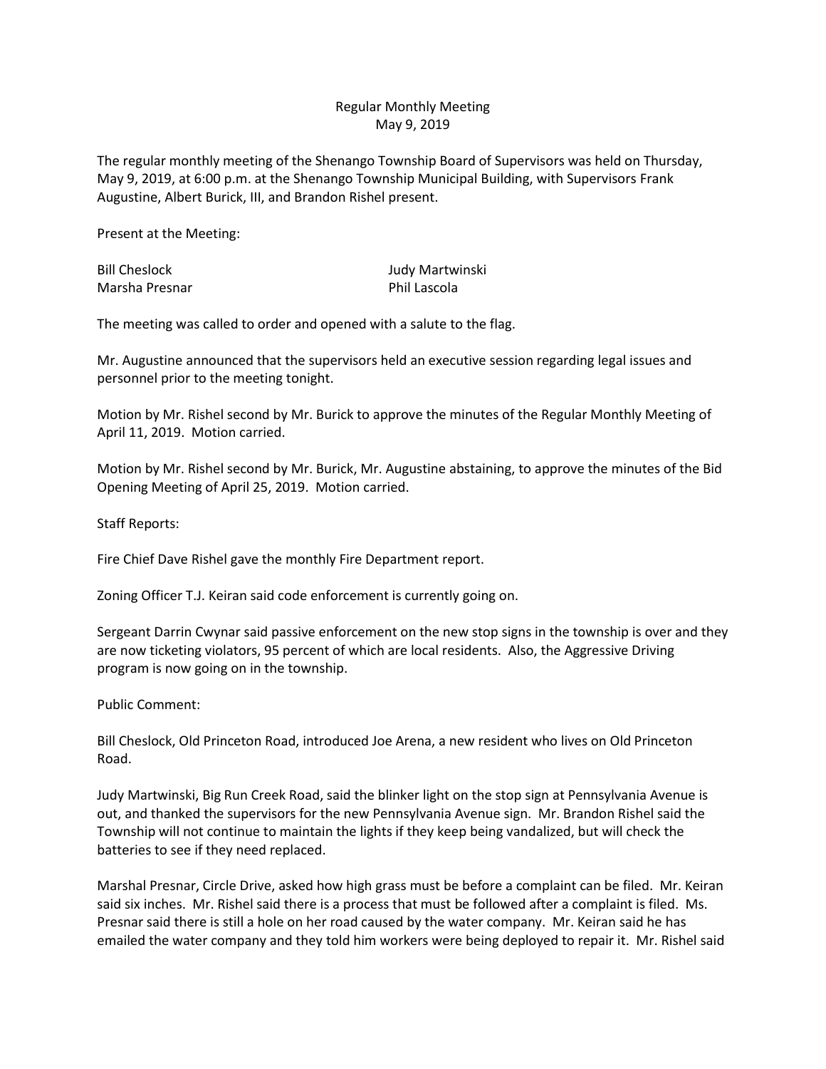Regular Monthly Meeting
May 9, 2019

The regular monthly meeting of the Shenango Township Board of Supervisors was held on Thursday, May 9, 2019, at 6:00 p.m. at the Shenango Township Municipal Building, with Supervisors Frank Augustine, Albert Burick, III, and Brandon Rishel present.

Present at the Meeting:

| | |
|---|---|
| Bill Cheslock | Judy Martwinski |
| Marsha Presnar | Phil Lascola |

The meeting was called to order and opened with a salute to the flag.

Mr. Augustine announced that the supervisors held an executive session regarding legal issues and personnel prior to the meeting tonight.

Motion by Mr. Rishel second by Mr. Burick to approve the minutes of the Regular Monthly Meeting of April 11, 2019. Motion carried.

Motion by Mr. Rishel second by Mr. Burick, Mr. Augustine abstaining, to approve the minutes of the Bid Opening Meeting of April 25, 2019. Motion carried.

Staff Reports:

Fire Chief Dave Rishel gave the monthly Fire Department report.

Zoning Officer T.J. Keiran said code enforcement is currently going on.

Sergeant Darrin Cwynar said passive enforcement on the new stop signs in the township is over and they are now ticketing violators, 95 percent of which are local residents. Also, the Aggressive Driving program is now going on in the township.

Public Comment:

Bill Cheslock, Old Princeton Road, introduced Joe Arena, a new resident who lives on Old Princeton Road.

Judy Martwinski, Big Run Creek Road, said the blinker light on the stop sign at Pennsylvania Avenue is out, and thanked the supervisors for the new Pennsylvania Avenue sign. Mr. Brandon Rishel said the Township will not continue to maintain the lights if they keep being vandalized, but will check the batteries to see if they need replaced.

Marshal Presnar, Circle Drive, asked how high grass must be before a complaint can be filed. Mr. Keiran said six inches. Mr. Rishel said there is a process that must be followed after a complaint is filed. Ms. Presnar said there is still a hole on her road caused by the water company. Mr. Keiran said he has emailed the water company and they told him workers were being deployed to repair it. Mr. Rishel said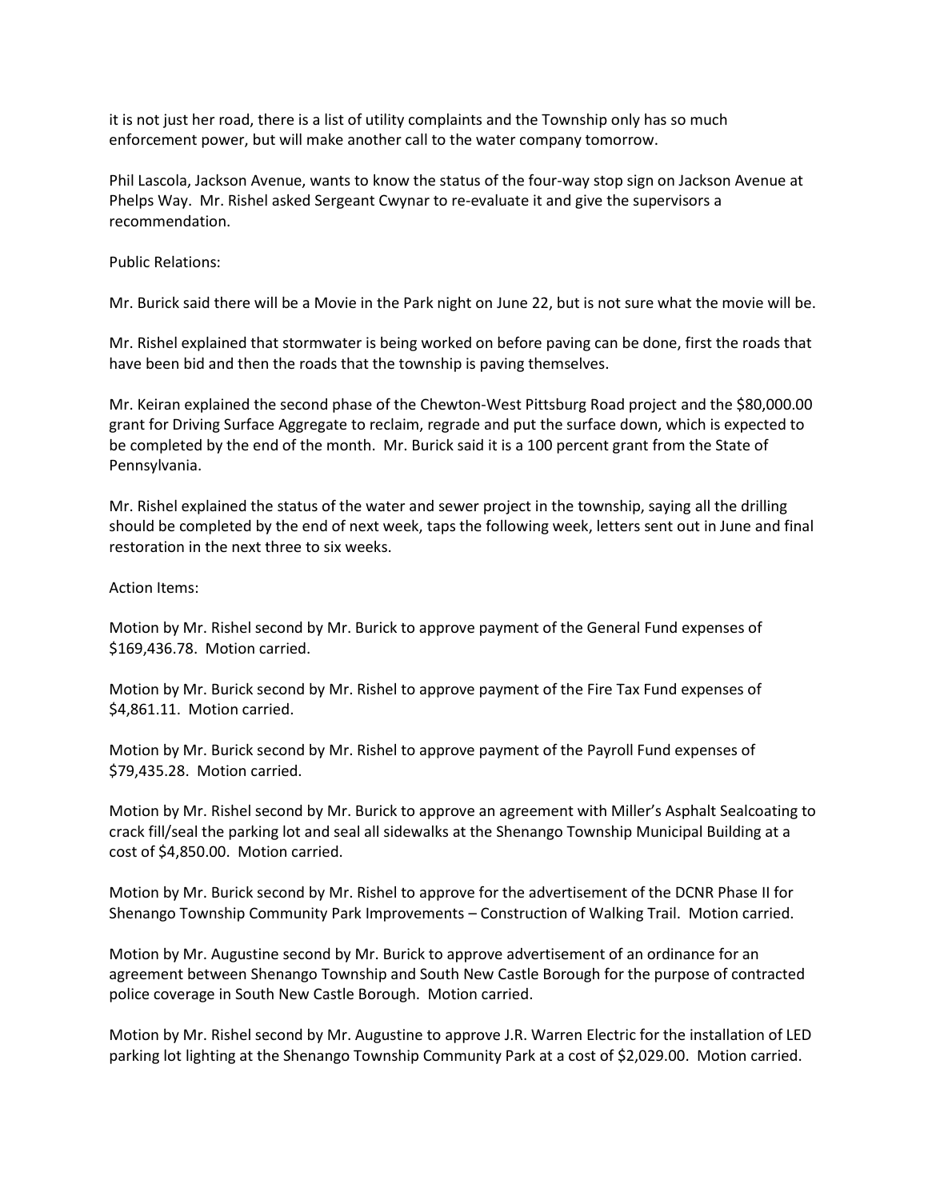it is not just her road, there is a list of utility complaints and the Township only has so much enforcement power, but will make another call to the water company tomorrow.

Phil Lascola, Jackson Avenue, wants to know the status of the four-way stop sign on Jackson Avenue at Phelps Way. Mr. Rishel asked Sergeant Cwynar to re-evaluate it and give the supervisors a recommendation.

Public Relations:

Mr. Burick said there will be a Movie in the Park night on June 22, but is not sure what the movie will be.

Mr. Rishel explained that stormwater is being worked on before paving can be done, first the roads that have been bid and then the roads that the township is paving themselves.

Mr. Keiran explained the second phase of the Chewton-West Pittsburg Road project and the $80,000.00 grant for Driving Surface Aggregate to reclaim, regrade and put the surface down, which is expected to be completed by the end of the month. Mr. Burick said it is a 100 percent grant from the State of Pennsylvania.

Mr. Rishel explained the status of the water and sewer project in the township, saying all the drilling should be completed by the end of next week, taps the following week, letters sent out in June and final restoration in the next three to six weeks.

Action Items:

Motion by Mr. Rishel second by Mr. Burick to approve payment of the General Fund expenses of $169,436.78. Motion carried.

Motion by Mr. Burick second by Mr. Rishel to approve payment of the Fire Tax Fund expenses of $4,861.11. Motion carried.

Motion by Mr. Burick second by Mr. Rishel to approve payment of the Payroll Fund expenses of $79,435.28. Motion carried.

Motion by Mr. Rishel second by Mr. Burick to approve an agreement with Miller's Asphalt Sealcoating to crack fill/seal the parking lot and seal all sidewalks at the Shenango Township Municipal Building at a cost of $4,850.00. Motion carried.

Motion by Mr. Burick second by Mr. Rishel to approve for the advertisement of the DCNR Phase II for Shenango Township Community Park Improvements – Construction of Walking Trail. Motion carried.

Motion by Mr. Augustine second by Mr. Burick to approve advertisement of an ordinance for an agreement between Shenango Township and South New Castle Borough for the purpose of contracted police coverage in South New Castle Borough. Motion carried.

Motion by Mr. Rishel second by Mr. Augustine to approve J.R. Warren Electric for the installation of LED parking lot lighting at the Shenango Township Community Park at a cost of $2,029.00. Motion carried.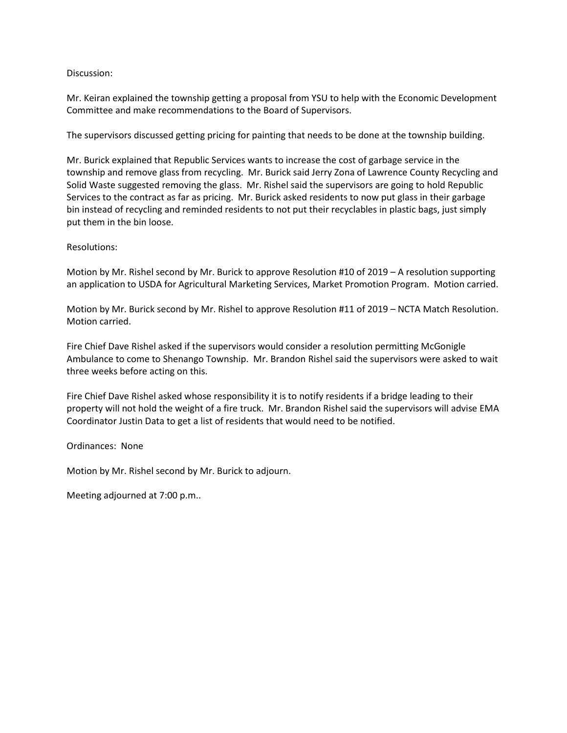Discussion:

Mr. Keiran explained the township getting a proposal from YSU to help with the Economic Development Committee and make recommendations to the Board of Supervisors.

The supervisors discussed getting pricing for painting that needs to be done at the township building.

Mr. Burick explained that Republic Services wants to increase the cost of garbage service in the township and remove glass from recycling. Mr. Burick said Jerry Zona of Lawrence County Recycling and Solid Waste suggested removing the glass. Mr. Rishel said the supervisors are going to hold Republic Services to the contract as far as pricing. Mr. Burick asked residents to now put glass in their garbage bin instead of recycling and reminded residents to not put their recyclables in plastic bags, just simply put them in the bin loose.

Resolutions:

Motion by Mr. Rishel second by Mr. Burick to approve Resolution #10 of 2019 – A resolution supporting an application to USDA for Agricultural Marketing Services, Market Promotion Program. Motion carried.

Motion by Mr. Burick second by Mr. Rishel to approve Resolution #11 of 2019 – NCTA Match Resolution. Motion carried.

Fire Chief Dave Rishel asked if the supervisors would consider a resolution permitting McGonigle Ambulance to come to Shenango Township. Mr. Brandon Rishel said the supervisors were asked to wait three weeks before acting on this.

Fire Chief Dave Rishel asked whose responsibility it is to notify residents if a bridge leading to their property will not hold the weight of a fire truck. Mr. Brandon Rishel said the supervisors will advise EMA Coordinator Justin Data to get a list of residents that would need to be notified.

Ordinances: None

Motion by Mr. Rishel second by Mr. Burick to adjourn.

Meeting adjourned at 7:00 p.m..